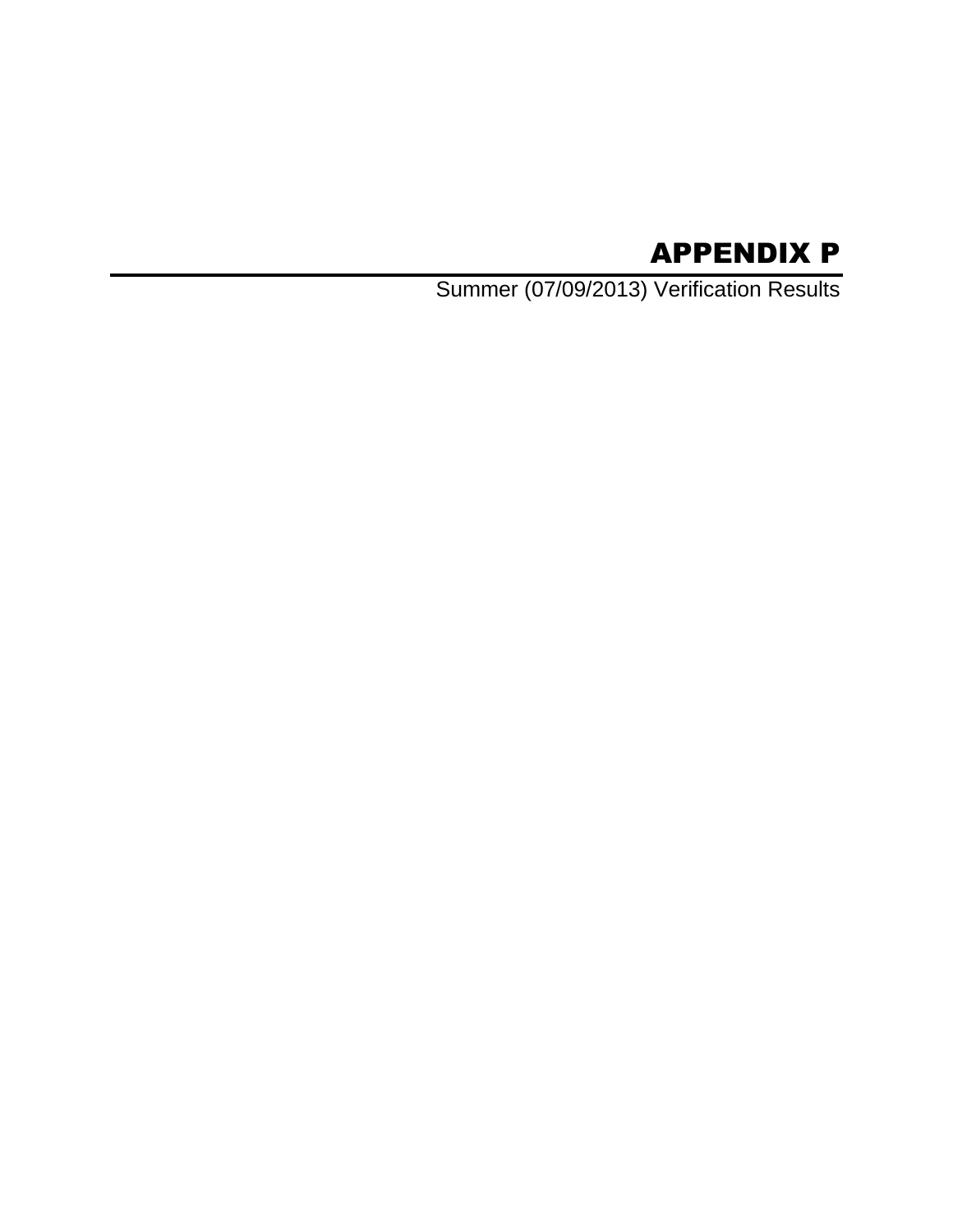# APPENDIX P

Summer (07/09/2013) Verification Results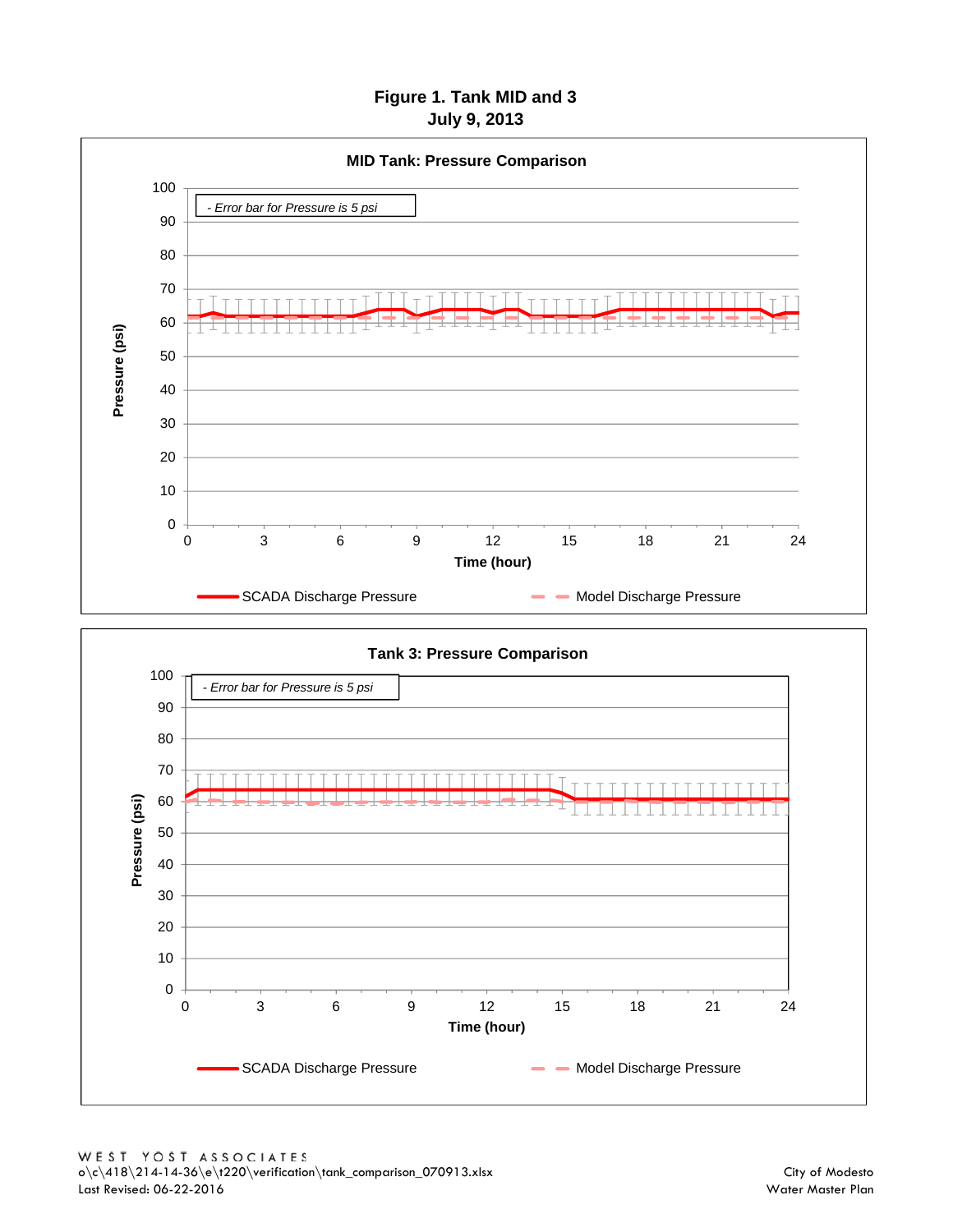# Figure 1. Tank MID and 3
## July 9, 2013

### MID Tank: Pressure Comparison

- Error bar for Pressure is 5 psi

Pressure (psi)

Time (hour)

SCADA Discharge Pressure — Model Discharge Pressure

### Tank 3: Pressure Comparison

- Error bar for Pressure is 5 psi

Pressure (psi)

Time (hour)

SCADA Discharge Pressure — Model Discharge Pressure

WEST YOST ASSOCIATES
o\c\418\214-14-36\e\t220\verification\tank_comparison_070913.xlsx
Last Revised: 06-22-2016

City of Modesto
Water Master Plan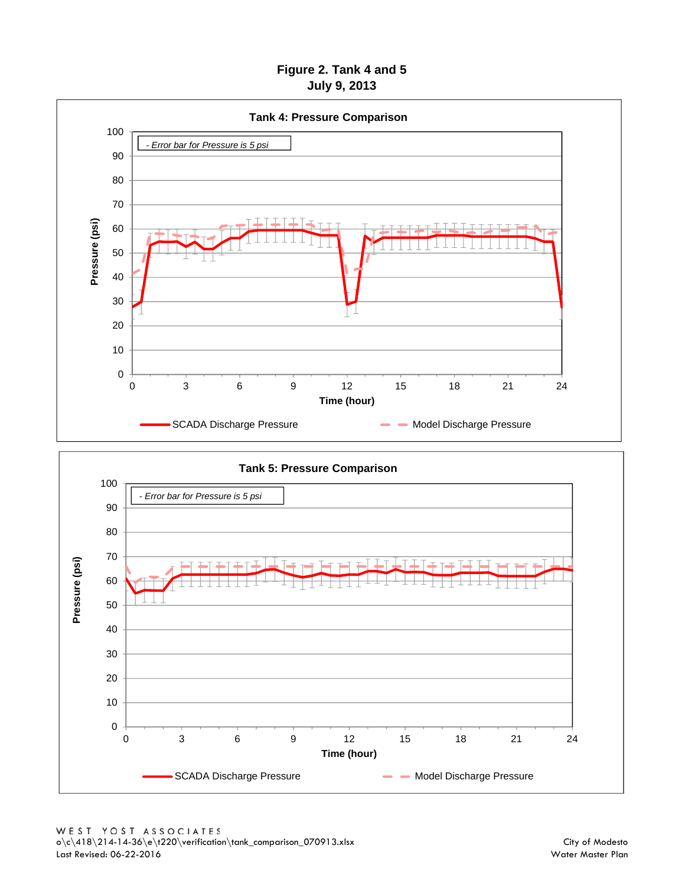# Figure 2. Tank 4 and 5
## July 9, 2013

### Tank 4: Pressure Comparison

- Error bar for Pressure is 5 psi

Pressure (psi): 0, 10, 20, 30, 40, 50, 60, 70, 80, 90, 100

Time (hour): 0, 3, 6, 9, 12, 15, 18, 21, 24

SCADA Discharge Pressure — Model Discharge Pressure

### Tank 5: Pressure Comparison

- Error bar for Pressure is 5 psi

Pressure (psi): 0, 10, 20, 30, 40, 50, 60, 70, 80, 90, 100

Time (hour): 0, 3, 6, 9, 12, 15, 18, 21, 24

SCADA Discharge Pressure — Model Discharge Pressure

WEST YOST ASSOCIATES
o\c\418\214-14-36\e\t220\verification\tank_comparison_070913.xlsx
Last Revised: 06-22-2016

City of Modesto
Water Master Plan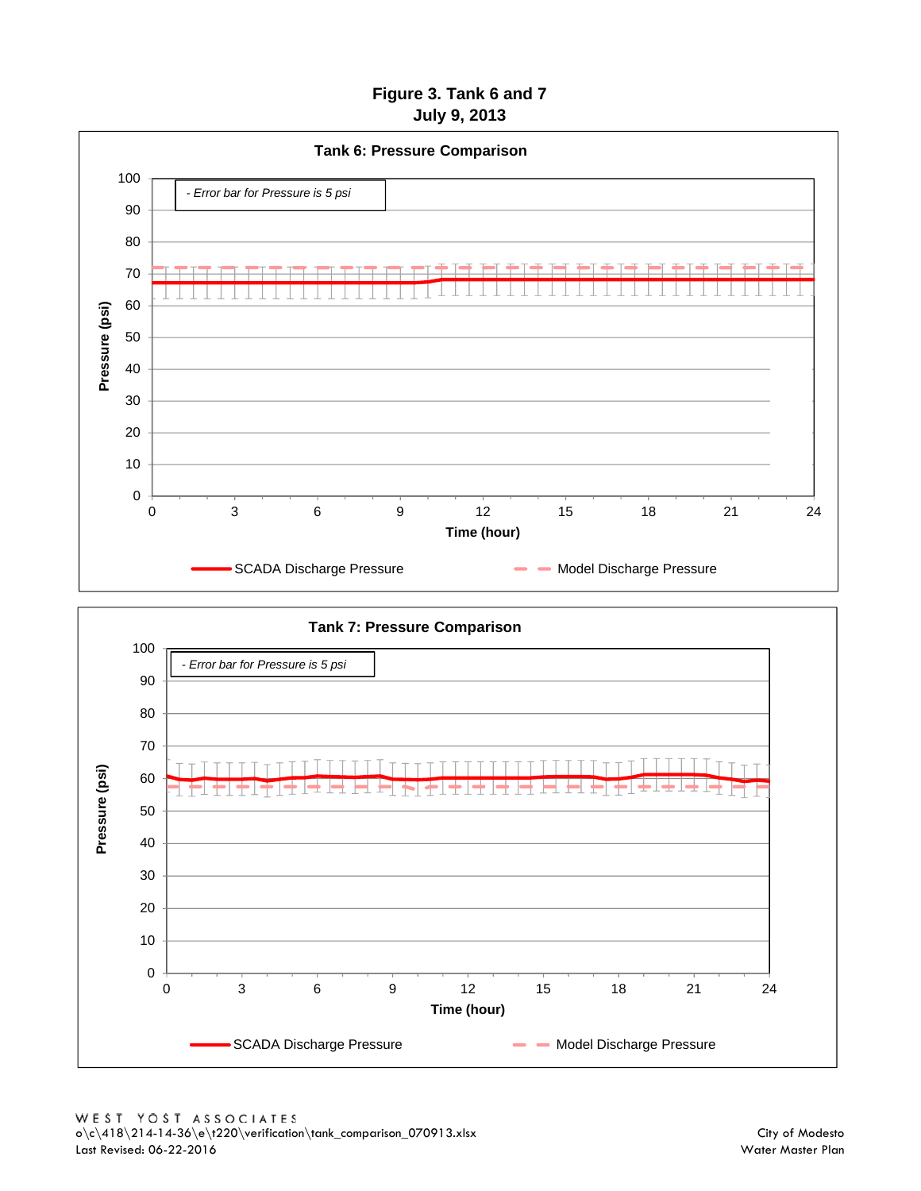**Figure 3. Tank 6 and 7**
**July 9, 2013**

**Tank 6: Pressure Comparison**

- Error bar for Pressure is 5 psi

Pressure (psi)

Time (hour)

SCADA Discharge Pressure | Model Discharge Pressure

**Tank 7: Pressure Comparison**

- Error bar for Pressure is 5 psi

Pressure (psi)

Time (hour)

SCADA Discharge Pressure | Model Discharge Pressure

WEST YOST ASSOCIATES
o\c\418\214-14-36\e\t220\verification\tank_comparison_070913.xlsx
Last Revised: 06-22-2016

City of Modesto
Water Master Plan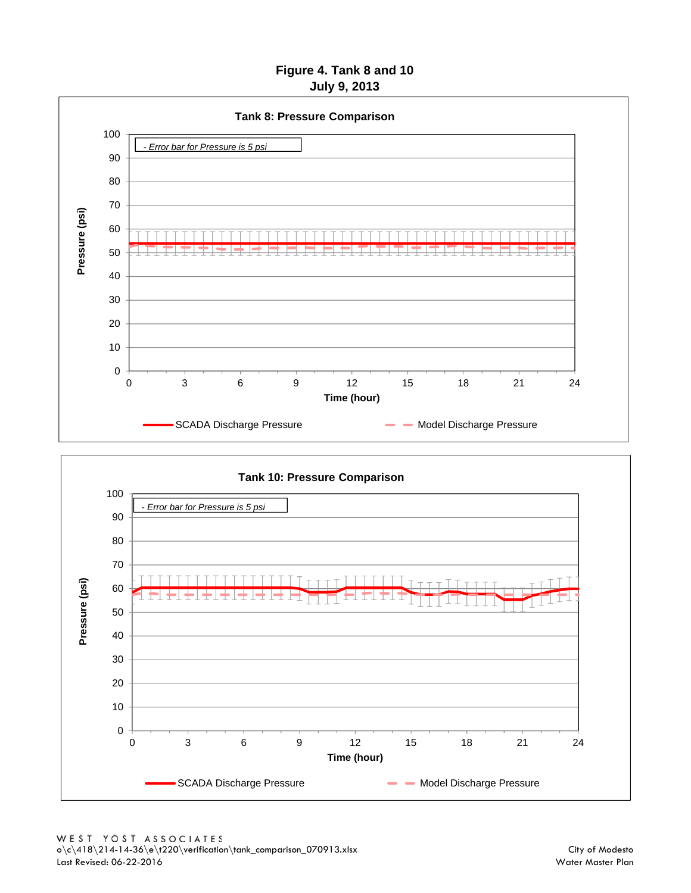# Figure 4. Tank 8 and 10
## July 9, 2013

### Tank 8: Pressure Comparison

- Error bar for Pressure is 5 psi

Pressure (psi)

Time (hour)

SCADA Discharge Pressure — Model Discharge Pressure

### Tank 10: Pressure Comparison

- Error bar for Pressure is 5 psi

Pressure (psi)

Time (hour)

SCADA Discharge Pressure — Model Discharge Pressure

WEST YOST ASSOCIATES
o\c\418\214-14-36\e\t220\verification\tank_comparison_070913.xlsx
Last Revised: 06-22-2016

City of Modesto
Water Master Plan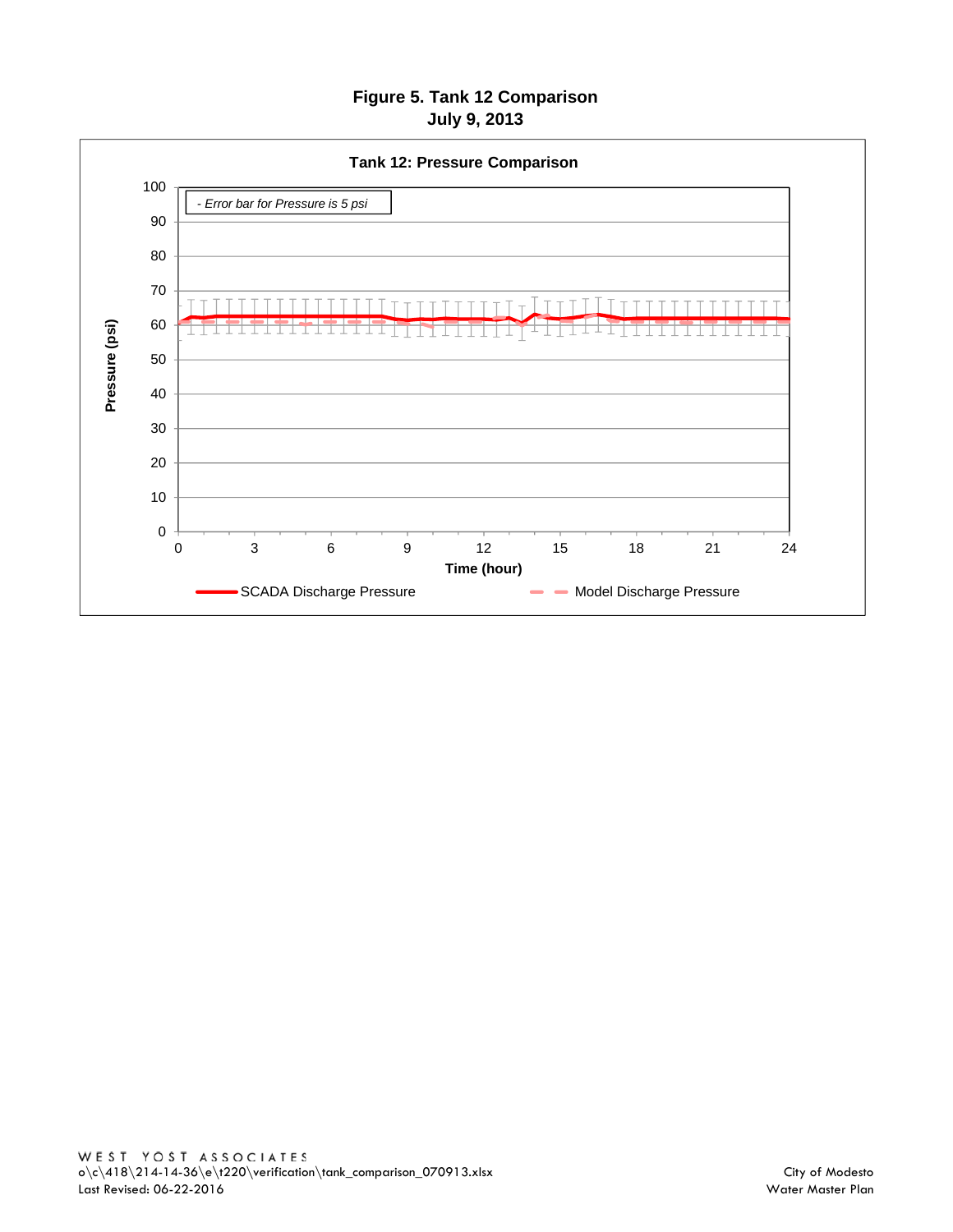# Figure 5. Tank 12 Comparison
## July 9, 2013

**Tank 12: Pressure Comparison**

*- Error bar for Pressure is 5 psi*

Pressure (psi): 0, 10, 20, 30, 40, 50, 60, 70, 80, 90, 100

Time (hour): 0, 3, 6, 9, 12, 15, 18, 21, 24

SCADA Discharge Pressure — Model Discharge Pressure

WEST YOST ASSOCIATES
o\c\418\214-14-36\e\t220\verification\tank_comparison_070913.xlsx
Last Revised: 06-22-2016

City of Modesto
Water Master Plan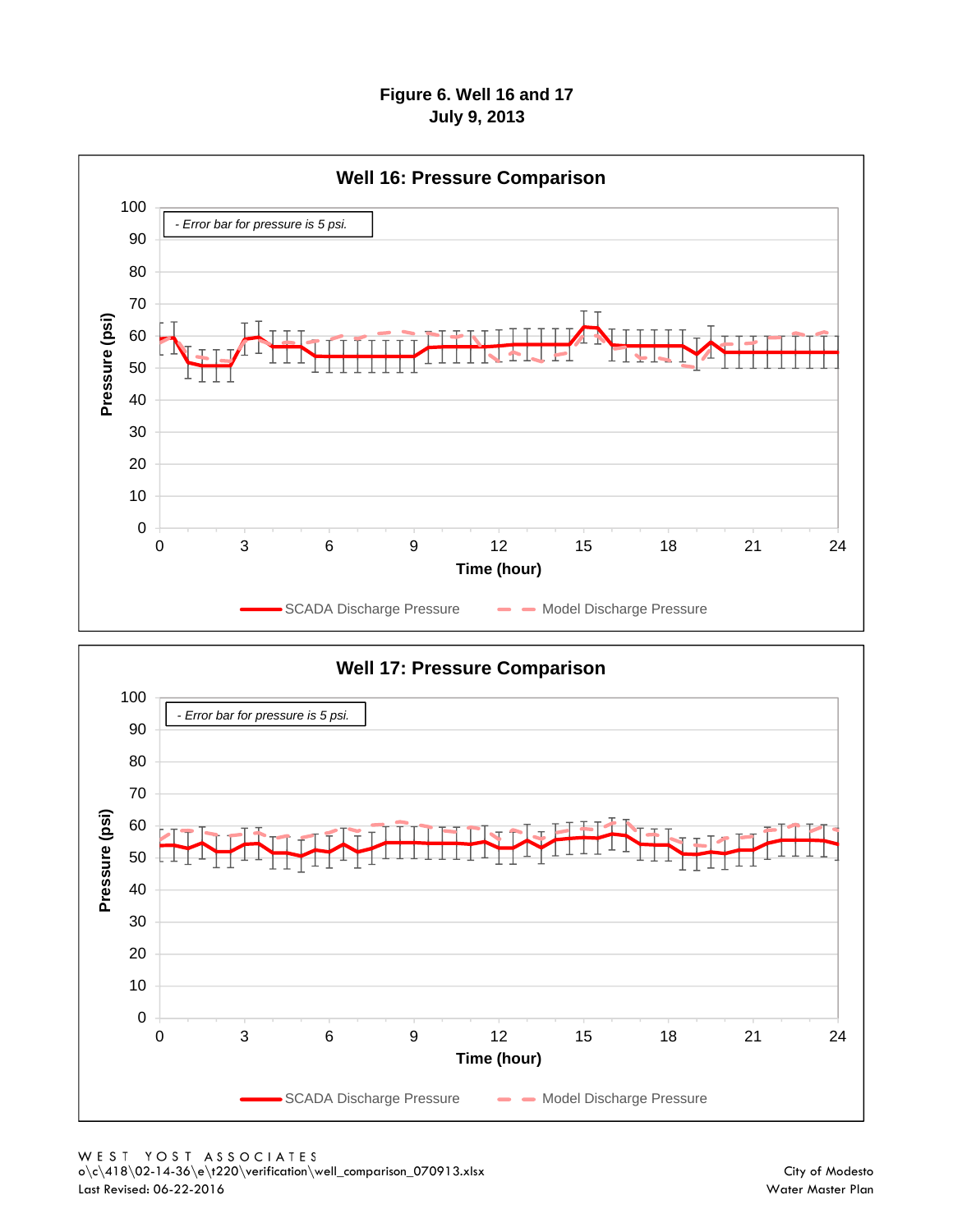# Figure 6. Well 16 and 17
## July 9, 2013

### Well 16: Pressure Comparison

- Error bar for pressure is 5 psi.

Pressure (psi)

Time (hour)

SCADA Discharge Pressure — Model Discharge Pressure

### Well 17: Pressure Comparison

- Error bar for pressure is 5 psi.

Pressure (psi)

Time (hour)

SCADA Discharge Pressure — Model Discharge Pressure

WEST YOST ASSOCIATES
o\c\418\02-14-36\e\t220\verification\well_comparison_070913.xlsx
Last Revised: 06-22-2016

City of Modesto
Water Master Plan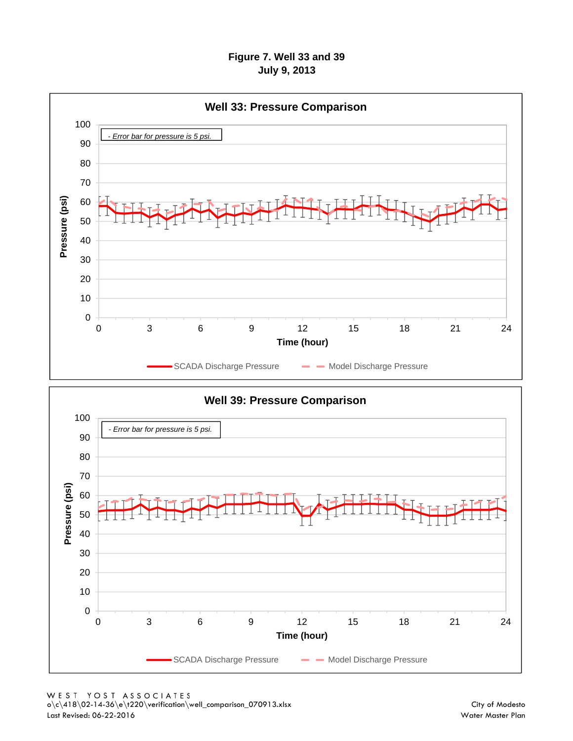**Figure 7. Well 33 and 39**
**July 9, 2013**

**Well 33: Pressure Comparison**

- Error bar for pressure is 5 psi.

Pressure (psi)

Time (hour)

SCADA Discharge Pressure — Model Discharge Pressure

**Well 39: Pressure Comparison**

- Error bar for pressure is 5 psi.

Pressure (psi)

Time (hour)

SCADA Discharge Pressure — Model Discharge Pressure

WEST YOST ASSOCIATES
o\c\418\02-14-36\e\t220\verification\well_comparison_070913.xlsx
Last Revised: 06-22-2016

City of Modesto
Water Master Plan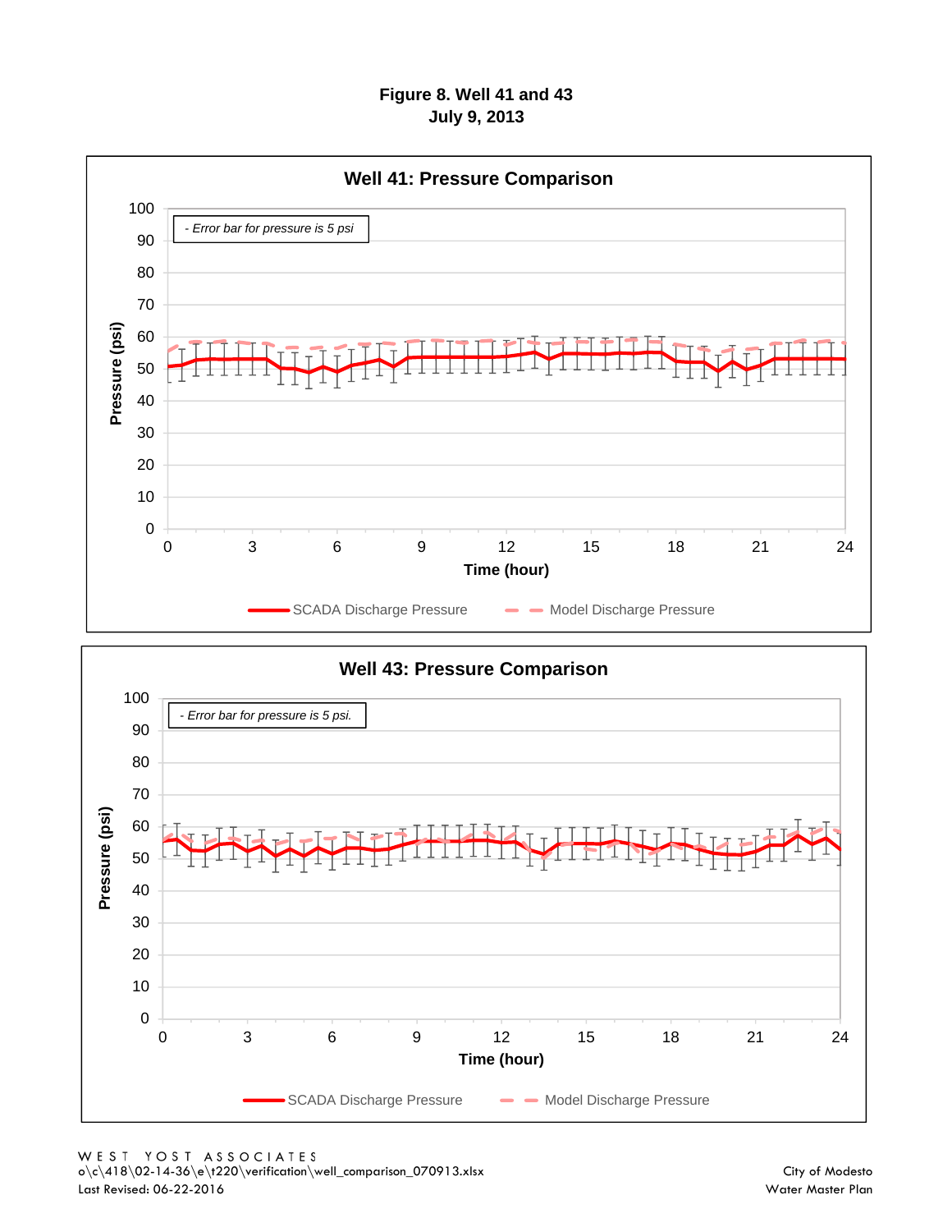# Figure 8. Well 41 and 43
## July 9, 2013

### Well 41: Pressure Comparison

*- Error bar for pressure is 5 psi*

Pressure (psi)

Time (hour)

SCADA Discharge Pressure — Model Discharge Pressure

### Well 43: Pressure Comparison

*- Error bar for pressure is 5 psi.*

Pressure (psi)

Time (hour)

SCADA Discharge Pressure — Model Discharge Pressure

WEST YOST ASSOCIATES
o\c\418\02-14-36\e\t220\verification\well_comparison_070913.xlsx
Last Revised: 06-22-2016

City of Modesto
Water Master Plan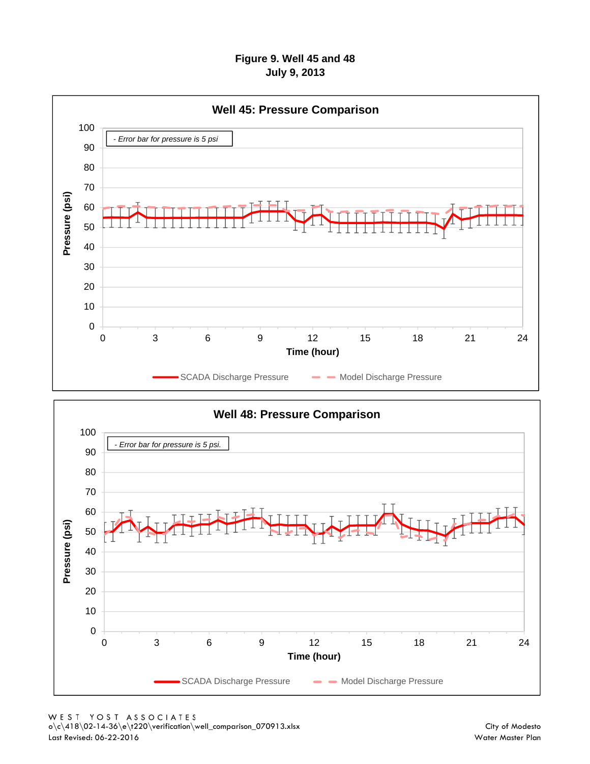# Figure 9. Well 45 and 48
## July 9, 2013

**Well 45: Pressure Comparison**

- Error bar for pressure is 5 psi

Pressure (psi)

Time (hour)

SCADA Discharge Pressure — Model Discharge Pressure

**Well 48: Pressure Comparison**

- Error bar for pressure is 5 psi.

Pressure (psi)

Time (hour)

SCADA Discharge Pressure — Model Discharge Pressure

WEST YOST ASSOCIATES
o\c\418\02-14-36\e\t220\verification\well_comparison_070913.xlsx
Last Revised: 06-22-2016

City of Modesto
Water Master Plan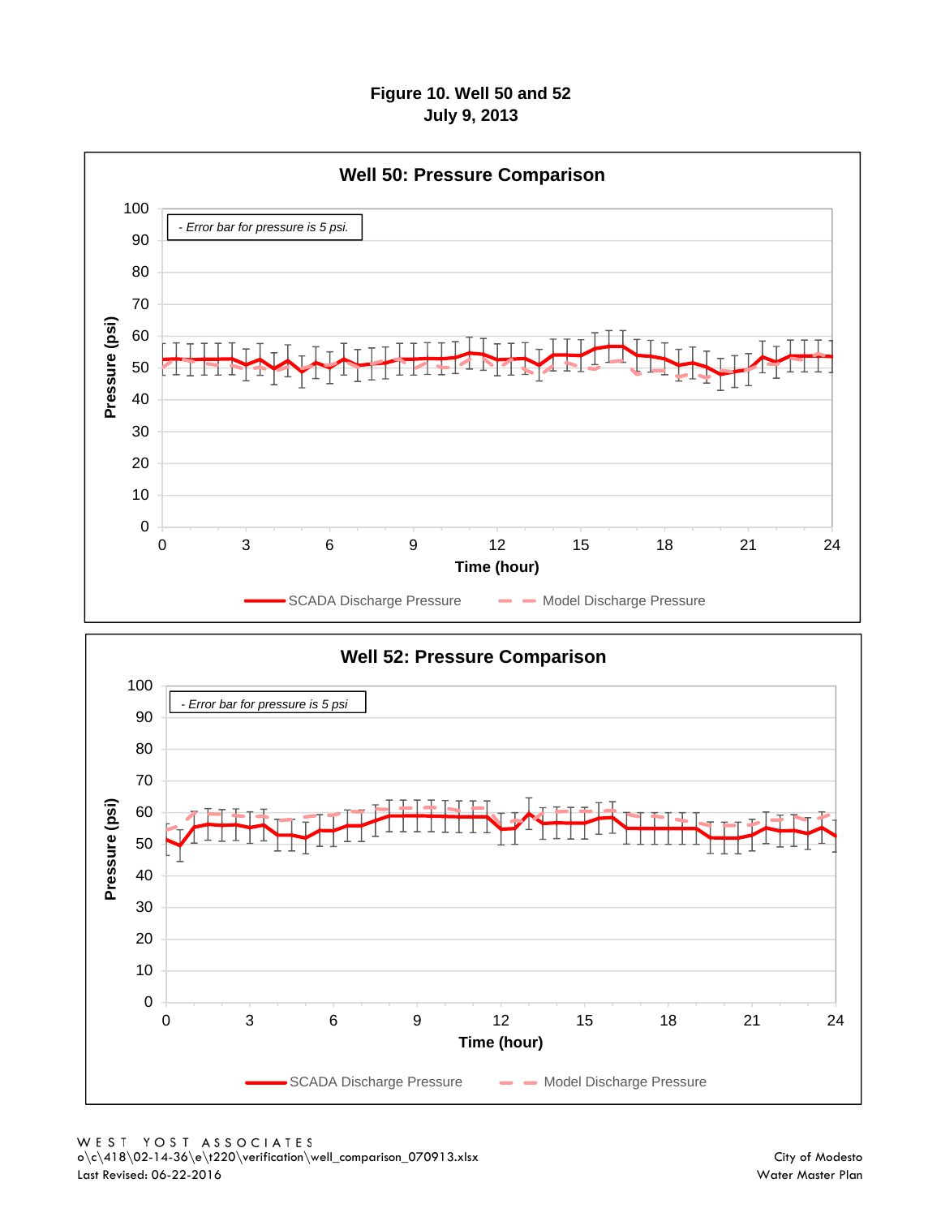# Figure 10. Well 50 and 52
## July 9, 2013

### Well 50: Pressure Comparison

*- Error bar for pressure is 5 psi.*

Pressure (psi): 0, 10, 20, 30, 40, 50, 60, 70, 80, 90, 100

Time (hour): 0, 3, 6, 9, 12, 15, 18, 21, 24

SCADA Discharge Pressure — Model Discharge Pressure

### Well 52: Pressure Comparison

*- Error bar for pressure is 5 psi*

Pressure (psi): 0, 10, 20, 30, 40, 50, 60, 70, 80, 90, 100

Time (hour): 0, 3, 6, 9, 12, 15, 18, 21, 24

SCADA Discharge Pressure — Model Discharge Pressure

WEST YOST ASSOCIATES
o\c\418\02-14-36\e\t220\verification\well_comparison_070913.xlsx
Last Revised: 06-22-2016

City of Modesto
Water Master Plan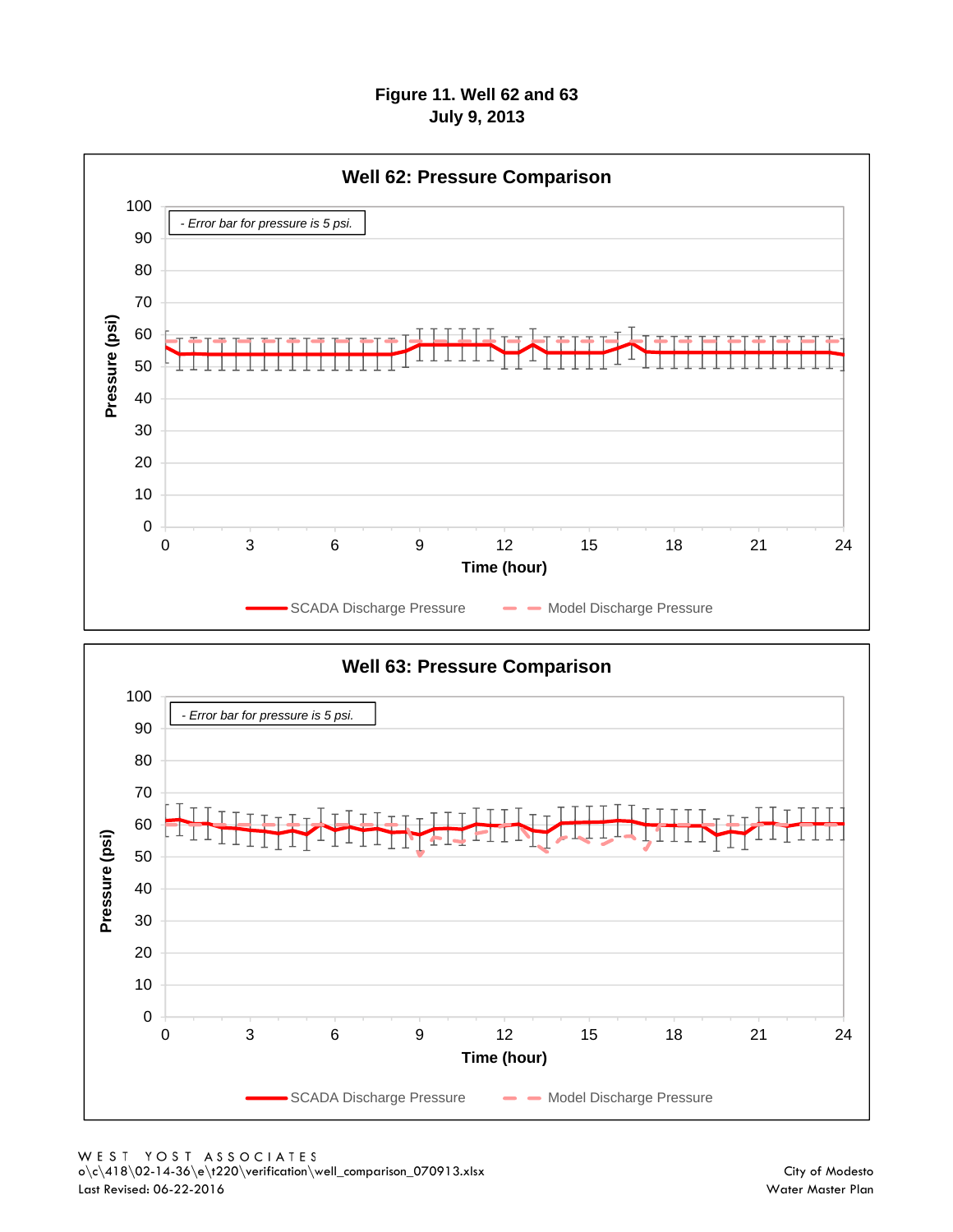**Figure 11. Well 62 and 63**
**July 9, 2013**

**Well 62: Pressure Comparison**

- Error bar for pressure is 5 psi.

Pressure (psi): 0, 10, 20, 30, 40, 50, 60, 70, 80, 90, 100

Time (hour): 0, 3, 6, 9, 12, 15, 18, 21, 24

SCADA Discharge Pressure — Model Discharge Pressure

**Well 63: Pressure Comparison**

- Error bar for pressure is 5 psi.

Pressure (psi): 0, 10, 20, 30, 40, 50, 60, 70, 80, 90, 100

Time (hour): 0, 3, 6, 9, 12, 15, 18, 21, 24

SCADA Discharge Pressure — Model Discharge Pressure

WEST YOST ASSOCIATES
o\c\418\02-14-36\e\t220\verification\well_comparison_070913.xlsx
Last Revised: 06-22-2016

City of Modesto
Water Master Plan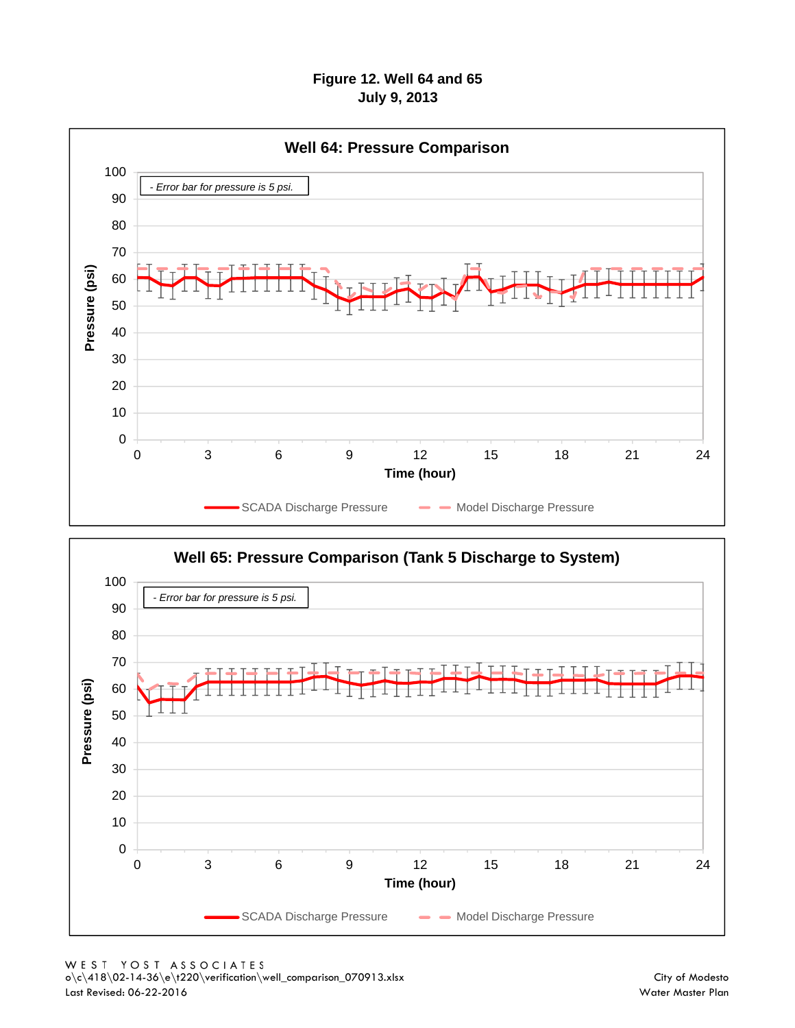# Figure 12. Well 64 and 65
## July 9, 2013

### Well 64: Pressure Comparison

- Error bar for pressure is 5 psi.

Pressure (psi)

Time (hour)

SCADA Discharge Pressure — Model Discharge Pressure

### Well 65: Pressure Comparison (Tank 5 Discharge to System)

- Error bar for pressure is 5 psi.

Pressure (psi)

Time (hour)

SCADA Discharge Pressure — Model Discharge Pressure

WEST YOST ASSOCIATES
o\c\418\02-14-36\e\t220\verification\well_comparison_070913.xlsx
Last Revised: 06-22-2016

City of Modesto
Water Master Plan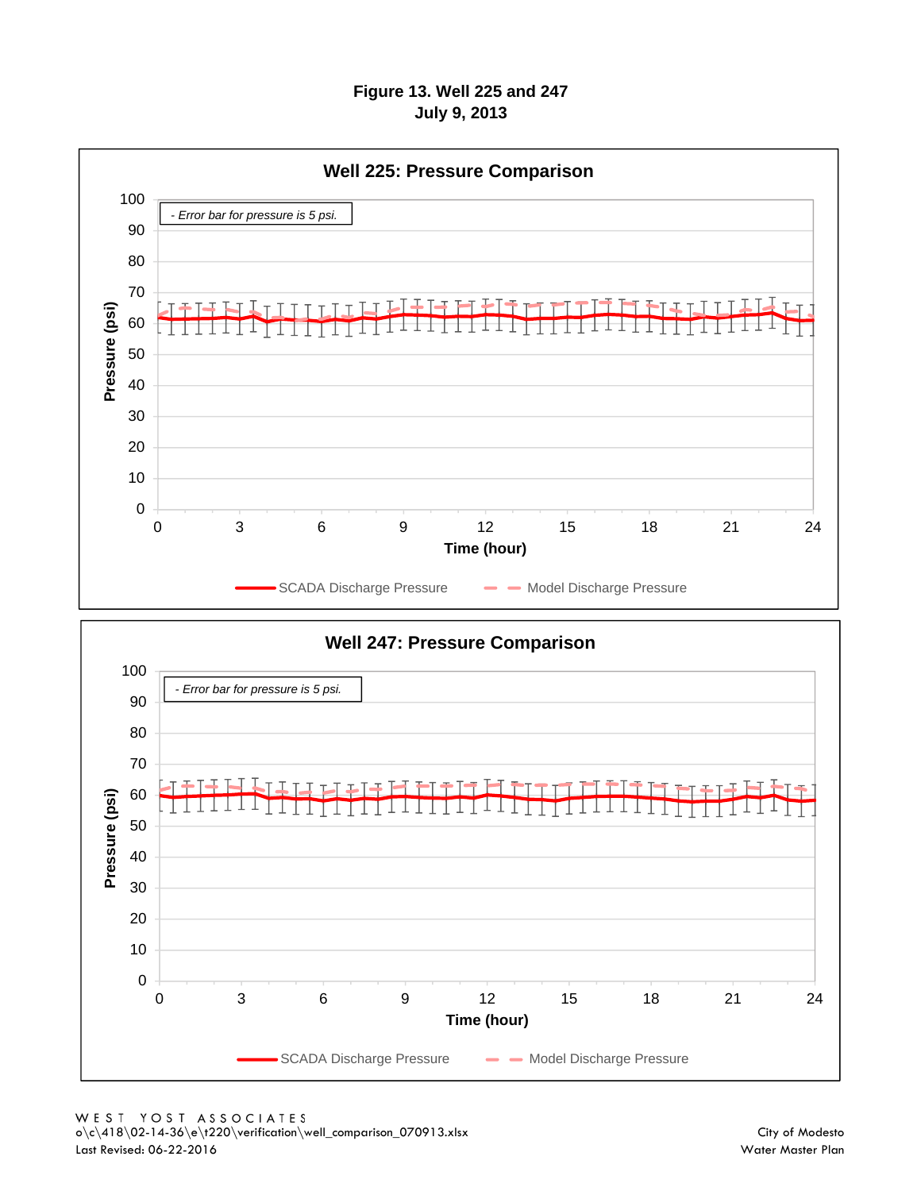**Figure 13. Well 225 and 247**
**July 9, 2013**

**Well 225: Pressure Comparison**

- Error bar for pressure is 5 psi.

Pressure (psi) vs. Time (hour)

SCADA Discharge Pressure — Model Discharge Pressure

**Well 247: Pressure Comparison**

- Error bar for pressure is 5 psi.

Pressure (psi) vs. Time (hour)

SCADA Discharge Pressure — Model Discharge Pressure

WEST YOST ASSOCIATES
o\c\418\02-14-36\e\t220\verification\well_comparison_070913.xlsx
Last Revised: 06-22-2016

City of Modesto
Water Master Plan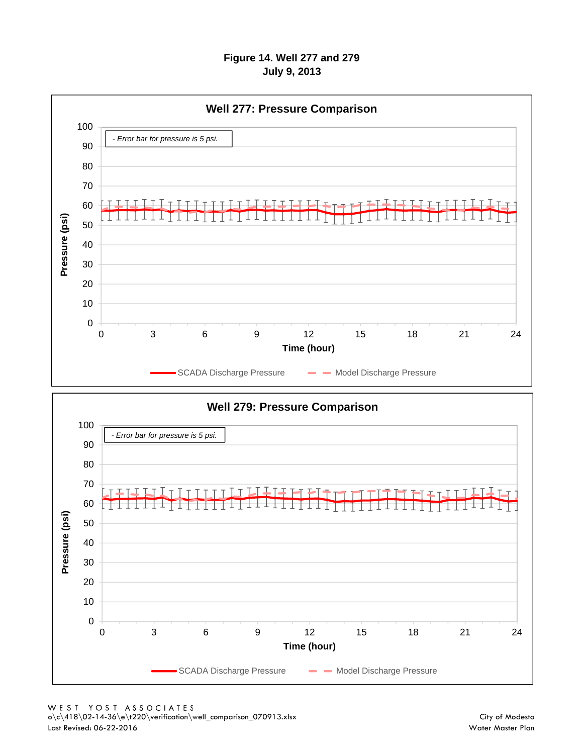# Figure 14. Well 277 and 279
## July 9, 2013

### Well 277: Pressure Comparison

- Error bar for pressure is 5 psi.

Pressure (psi) vs. Time (hour)

SCADA Discharge Pressure — Model Discharge Pressure

### Well 279: Pressure Comparison

- Error bar for pressure is 5 psi.

Pressure (psi) vs. Time (hour)

SCADA Discharge Pressure — Model Discharge Pressure

WEST YOST ASSOCIATES
o\c\418\02-14-36\e\t220\verification\well_comparison_070913.xlsx
Last Revised: 06-22-2016

City of Modesto
Water Master Plan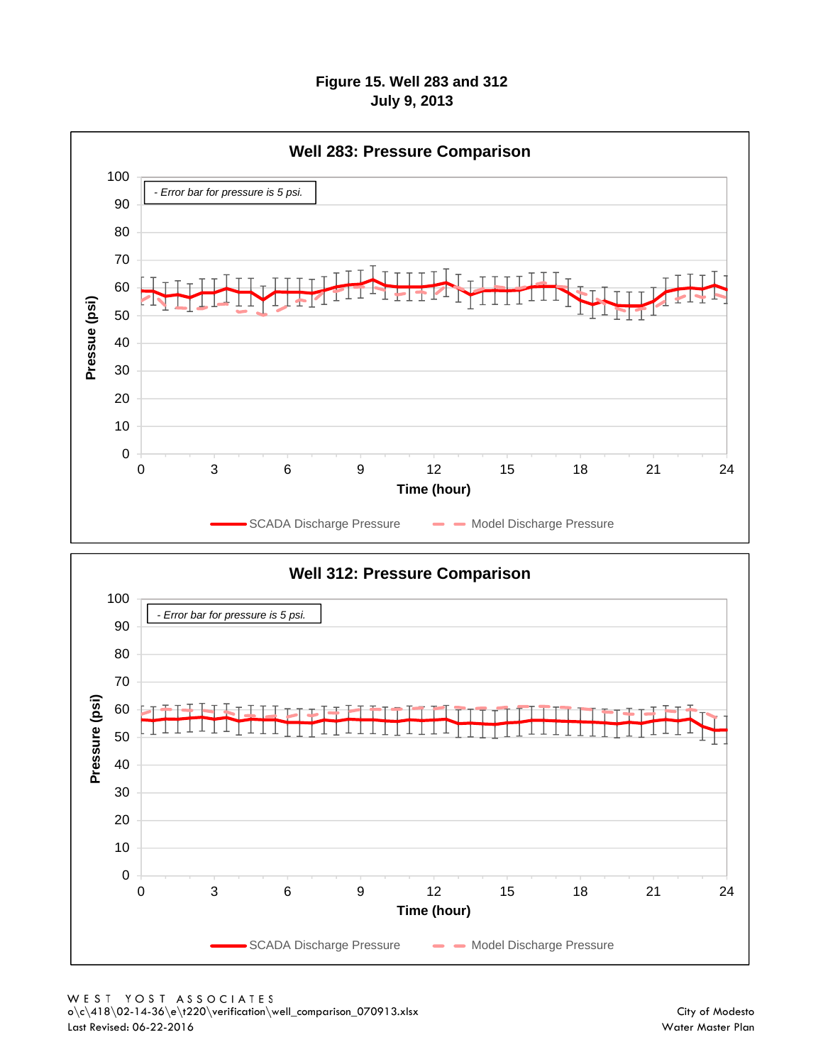**Figure 15. Well 283 and 312**
**July 9, 2013**

**Well 283: Pressure Comparison**

- Error bar for pressure is 5 psi.

Pressure (psi)

100
90
80
70
60
50
40
30
20
10
0

0 3 6 9 12 15 18 21 24

Time (hour)

SCADA Discharge Pressure
Model Discharge Pressure

**Well 312: Pressure Comparison**

- Error bar for pressure is 5 psi.

Pressure (psi)

100
90
80
70
60
50
40
30
20
10
0

0 3 6 9 12 15 18 21 24

Time (hour)

SCADA Discharge Pressure
Model Discharge Pressure

WEST YOST ASSOCIATES
o\c\418\02-14-36\e\t220\verification\well_comparison_070913.xlsx
Last Revised: 06-22-2016

City of Modesto
Water Master Plan